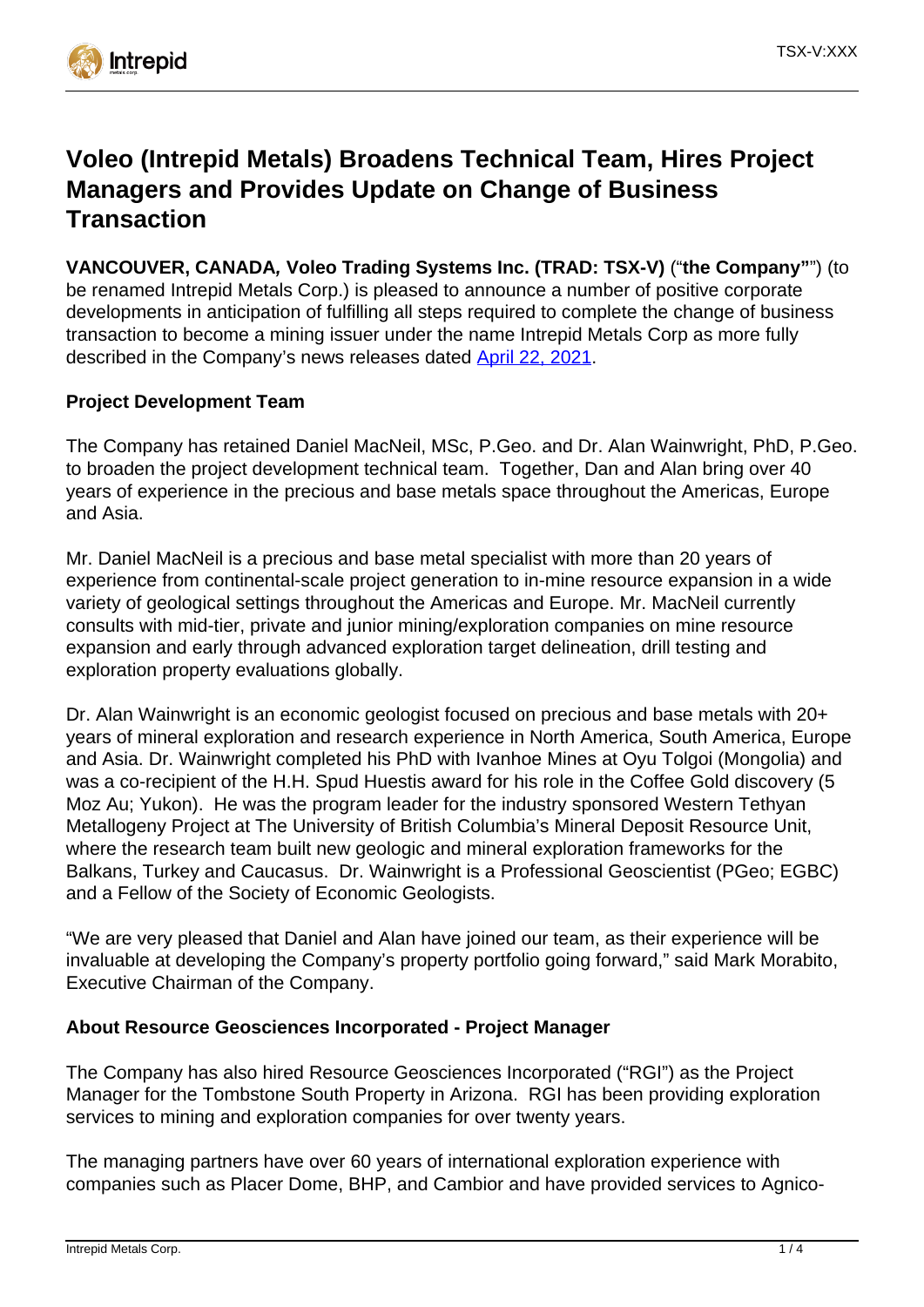# Voleo (Intrepid Metals) Broadens Technical Team, Hires Project Managers and Provides Update on Change of Business Transaction

**VANCOUVER, CANADA, Voleo Trading Systems Inc. (TRAD: TSX-V)** ("**the Company"**") (to be renamed Intrepid Metals Corp.) is pleased to announce a number of positive corporate developments in anticipation of fulfilling all steps required to complete the change of business transaction to become a mining issuer under the name Intrepid Metals Corp as more fully described in the Company's news releases dated April 22, 2021.

**Project Development Team**

The Company has retained Daniel MacNeil, MSc, P.Geo. and Dr. Alan Wainwright, PhD, P.Geo. to broaden the project development technical team. Together, Dan and Alan bring over 40 years of experience in the precious and base metals space throughout the Americas, Europe and Asia.

Mr. Daniel MacNeil is a precious and base metal specialist with more than 20 years of experience from continental-scale project generation to in-mine resource expansion in a wide variety of geological settings throughout the Americas and Europe. Mr. MacNeil currently consults with mid-tier, private and junior mining/exploration companies on mine resource expansion and early through advanced exploration target delineation, drill testing and exploration property evaluations globally.

Dr. Alan Wainwright is an economic geologist focused on precious and base metals with 20+ years of mineral exploration and research experience in North America, South America, Europe and Asia. Dr. Wainwright completed his PhD with Ivanhoe Mines at Oyu Tolgoi (Mongolia) and was a co-recipient of the H.H. Spud Huestis award for his role in the Coffee Gold discovery (5 Moz Au; Yukon). He was the program leader for the industry sponsored Western Tethyan Metallogeny Project at The University of British Columbia's Mineral Deposit Resource Unit, where the research team built new geologic and mineral exploration frameworks for the Balkans, Turkey and Caucasus. Dr. Wainwright is a Professional Geoscientist (PGeo; EGBC) and a Fellow of the Society of Economic Geologists.

"We are very pleased that Daniel and Alan have joined our team, as their experience will be invaluable at developing the Company's property portfolio going forward," said Mark Morabito, Executive Chairman of the Company.

**About Resource Geosciences Incorporated - Project Manager**

The Company has also hired Resource Geosciences Incorporated ("RGI") as the Project Manager for the Tombstone South Property in Arizona. RGI has been providing exploration services to mining and exploration companies for over twenty years.

The managing partners have over 60 years of international exploration experience with companies such as Placer Dome, BHP, and Cambior and have provided services to Agnico-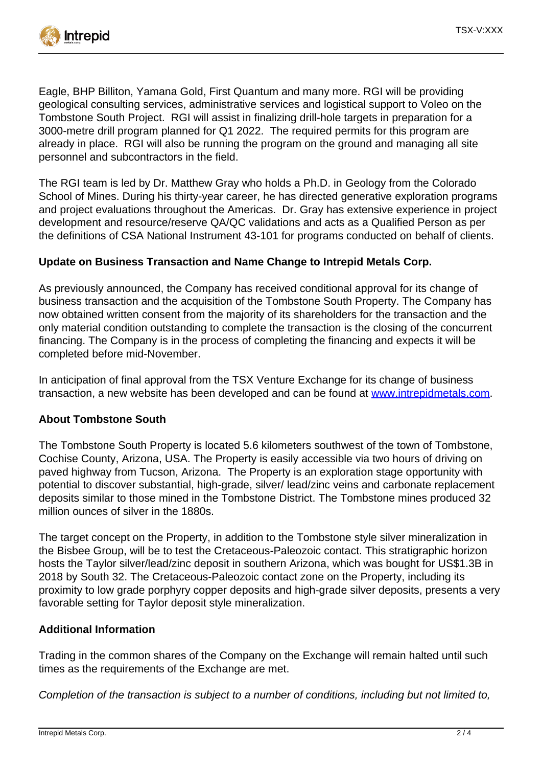Eagle, BHP Billiton, Yamana Gold, First Quantum and many more. RGI will be providing geological consulting services, administrative services and logistical support to Voleo on the Tombstone South Project. RGI will assist in finalizing drill-hole targets in preparation for a 3000-metre drill program planned for Q1 2022. The required permits for this program are already in place. RGI will also be running the program on the ground and managing all site personnel and subcontractors in the field.

The RGI team is led by Dr. Matthew Gray who holds a Ph.D. in Geology from the Colorado School of Mines. During his thirty-year career, he has directed generative exploration programs and project evaluations throughout the Americas. Dr. Gray has extensive experience in project development and resource/reserve QA/QC validations and acts as a Qualified Person as per the definitions of CSA National Instrument 43-101 for programs conducted on behalf of clients.

**Update on Business Transaction and Name Change to Intrepid Metals Corp.**

As previously announced, the Company has received conditional approval for its change of business transaction and the acquisition of the Tombstone South Property. The Company has now obtained written consent from the majority of its shareholders for the transaction and the only material condition outstanding to complete the transaction is the closing of the concurrent financing. The Company is in the process of completing the financing and expects it will be completed before mid-November.

In anticipation of final approval from the TSX Venture Exchange for its change of business transaction, a new website has been developed and can be found at [www.intrepidmetals.com](http://www.intrepidmetals.com).

**About Tombstone South**

The Tombstone South Property is located 5.6 kilometers southwest of the town of Tombstone, Cochise County, Arizona, USA. The Property is easily accessible via two hours of driving on paved highway from Tucson, Arizona. The Property is an exploration stage opportunity with potential to discover substantial, high-grade, silver/ lead/zinc veins and carbonate replacement deposits similar to those mined in the Tombstone District. The Tombstone mines produced 32 million ounces of silver in the 1880s.

The target concept on the Property, in addition to the Tombstone style silver mineralization in the Bisbee Group, will be to test the Cretaceous-Paleozoic contact. This stratigraphic horizon hosts the Taylor silver/lead/zinc deposit in southern Arizona, which was bought for US$1.3B in 2018 by South 32. The Cretaceous-Paleozoic contact zone on the Property, including its proximity to low grade porphyry copper deposits and high-grade silver deposits, presents a very favorable setting for Taylor deposit style mineralization.

**Additional Information**

Trading in the common shares of the Company on the Exchange will remain halted until such times as the requirements of the Exchange are met.

*Completion of the transaction is subject to a number of conditions, including but not limited to,*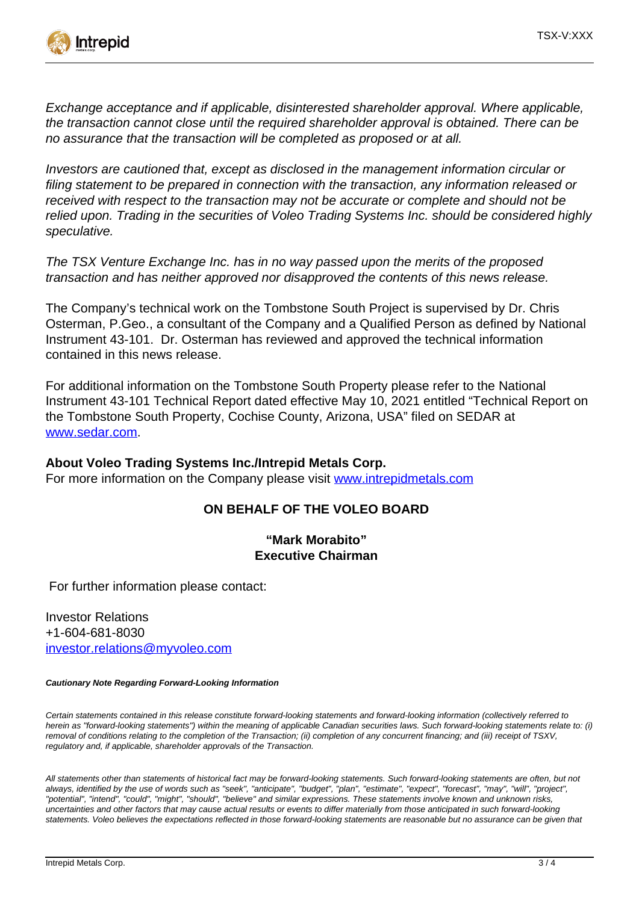*Exchange acceptance and if applicable, disinterested shareholder approval. Where applicable, the transaction cannot close until the required shareholder approval is obtained. There can be no assurance that the transaction will be completed as proposed or at all.*

*Investors are cautioned that, except as disclosed in the management information circular or filing statement to be prepared in connection with the transaction, any information released or received with respect to the transaction may not be accurate or complete and should not be relied upon. Trading in the securities of Voleo Trading Systems Inc. should be considered highly speculative.*

*The TSX Venture Exchange Inc. has in no way passed upon the merits of the proposed transaction and has neither approved nor disapproved the contents of this news release.*

The Company's technical work on the Tombstone South Project is supervised by Dr. Chris Osterman, P.Geo., a consultant of the Company and a Qualified Person as defined by National Instrument 43-101. Dr. Osterman has reviewed and approved the technical information contained in this news release.

For additional information on the Tombstone South Property please refer to the National Instrument 43-101 Technical Report dated effective May 10, 2021 entitled "Technical Report on the Tombstone South Property, Cochise County, Arizona, USA" filed on SEDAR at [www.sedar.com](www.sedar.com).

**About Voleo Trading Systems Inc./Intrepid Metals Corp.**

For more information on the Company please visit [www.intrepidmetals.com](www.intrepidmetals.com)

**ON BEHALF OF THE VOLEO BOARD**

**"Mark Morabito"**
**Executive Chairman**

For further information please contact:

Investor Relations
+1-604-681-8030
[investor.relations@myvoleo.com](mailto:investor.relations@myvoleo.com)

***Cautionary Note Regarding Forward-Looking Information***

*Certain statements contained in this release constitute forward-looking statements and forward-looking information (collectively referred to herein as "forward-looking statements") within the meaning of applicable Canadian securities laws. Such forward-looking statements relate to: (i) removal of conditions relating to the completion of the Transaction; (ii) completion of any concurrent financing; and (iii) receipt of TSXV, regulatory and, if applicable, shareholder approvals of the Transaction.*

*All statements other than statements of historical fact may be forward-looking statements. Such forward-looking statements are often, but not always, identified by the use of words such as "seek", "anticipate", "budget", "plan", "estimate", "expect", "forecast", "may", "will", "project", "potential", "intend", "could", "might", "should", "believe" and similar expressions. These statements involve known and unknown risks, uncertainties and other factors that may cause actual results or events to differ materially from those anticipated in such forward-looking statements. Voleo believes the expectations reflected in those forward-looking statements are reasonable but no assurance can be given that*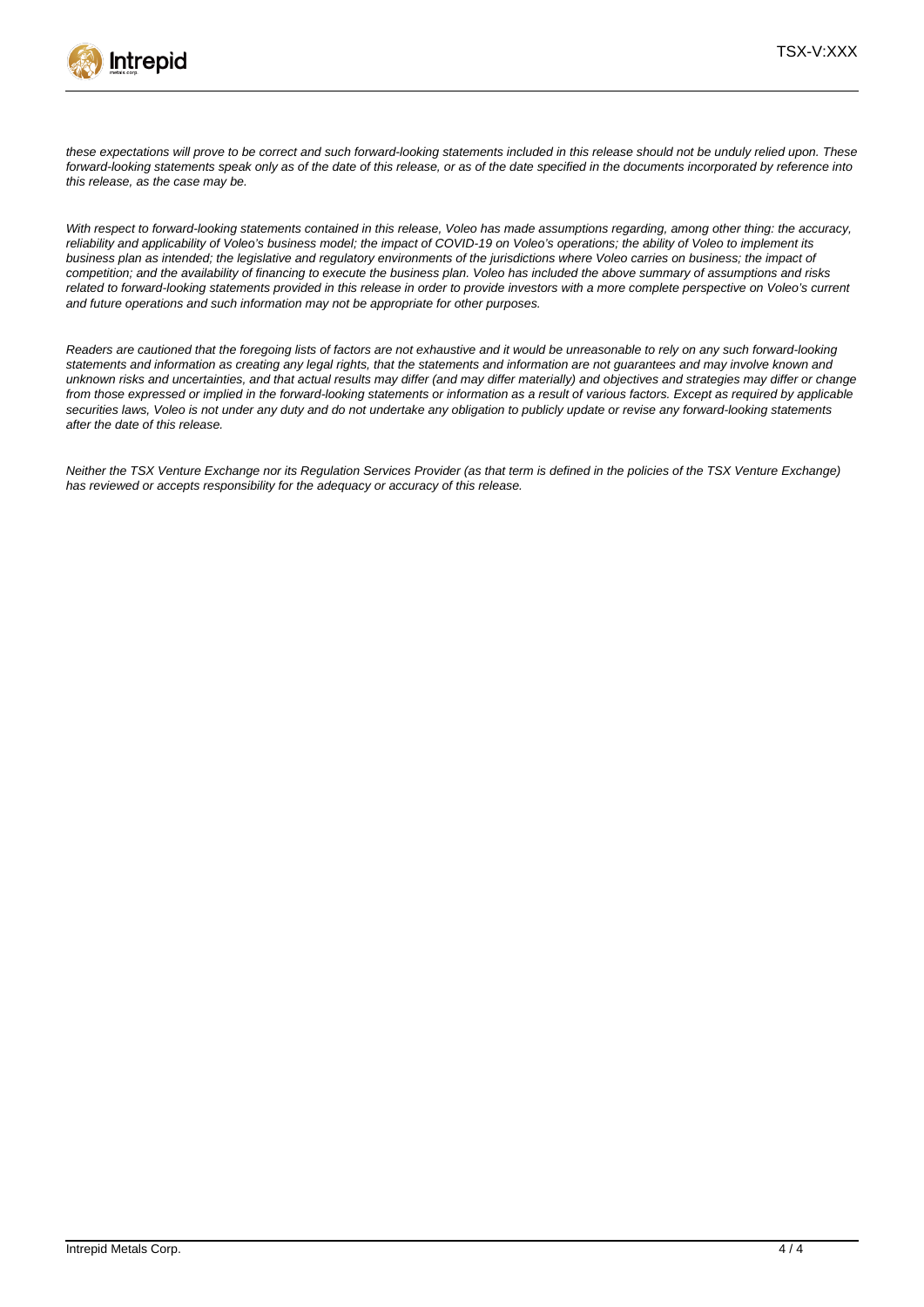*these expectations will prove to be correct and such forward-looking statements included in this release should not be unduly relied upon. These forward-looking statements speak only as of the date of this release, or as of the date specified in the documents incorporated by reference into this release, as the case may be.*

*With respect to forward-looking statements contained in this release, Voleo has made assumptions regarding, among other thing: the accuracy, reliability and applicability of Voleo's business model; the impact of COVID-19 on Voleo's operations; the ability of Voleo to implement its business plan as intended; the legislative and regulatory environments of the jurisdictions where Voleo carries on business; the impact of competition; and the availability of financing to execute the business plan. Voleo has included the above summary of assumptions and risks related to forward-looking statements provided in this release in order to provide investors with a more complete perspective on Voleo's current and future operations and such information may not be appropriate for other purposes.*

*Readers are cautioned that the foregoing lists of factors are not exhaustive and it would be unreasonable to rely on any such forward-looking statements and information as creating any legal rights, that the statements and information are not guarantees and may involve known and unknown risks and uncertainties, and that actual results may differ (and may differ materially) and objectives and strategies may differ or change from those expressed or implied in the forward-looking statements or information as a result of various factors. Except as required by applicable securities laws, Voleo is not under any duty and do not undertake any obligation to publicly update or revise any forward-looking statements after the date of this release.*

*Neither the TSX Venture Exchange nor its Regulation Services Provider (as that term is defined in the policies of the TSX Venture Exchange) has reviewed or accepts responsibility for the adequacy or accuracy of this release.*